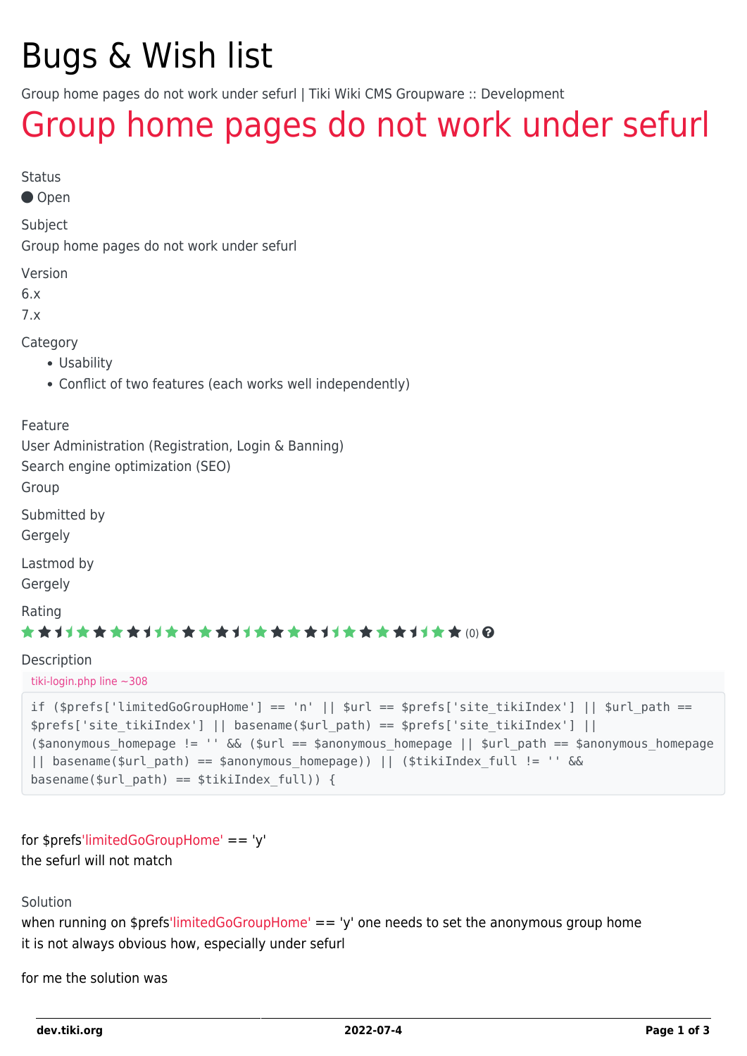# Bugs & Wish list

Group home pages do not work under sefurl | Tiki Wiki CMS Groupware :: Development

## Group home pages do not work under sefurl

Status

● Open

Subject

Group home pages do not work under sefurl

Version

6.x

7.x

Category

- Usability
- Conflict of two features (each works well independently)

Feature

User Administration (Registration, Login & Banning)

Search engine optimization (SEO)

Group

Submitted by

Gergely

Lastmod by

Gergely

Rating

(0)

Description

tiki-login.php line ~308

```
if ($prefs['limitedGoGroupHome'] == 'n' || $url == $prefs['site_tikiIndex'] || $url_path ==
$prefs['site_tikiIndex'] || basename($url_path) == $prefs['site_tikiIndex'] ||
($anonymous_homepage != '' && ($url == $anonymous_homepage || $url_path == $anonymous_homepage
|| basename($url_path) == $anonymous_homepage)) || ($tikiIndex_full != '' &&
basename($url_path) == $tikiIndex_full)) {
```

for $prefs'limitedGoGroupHome' == 'y'
the sefurl will not match

Solution

when running on $prefs'limitedGoGroupHome' == 'y' one needs to set the anonymous group home
it is not always obvious how, especially under sefurl

for me the solution was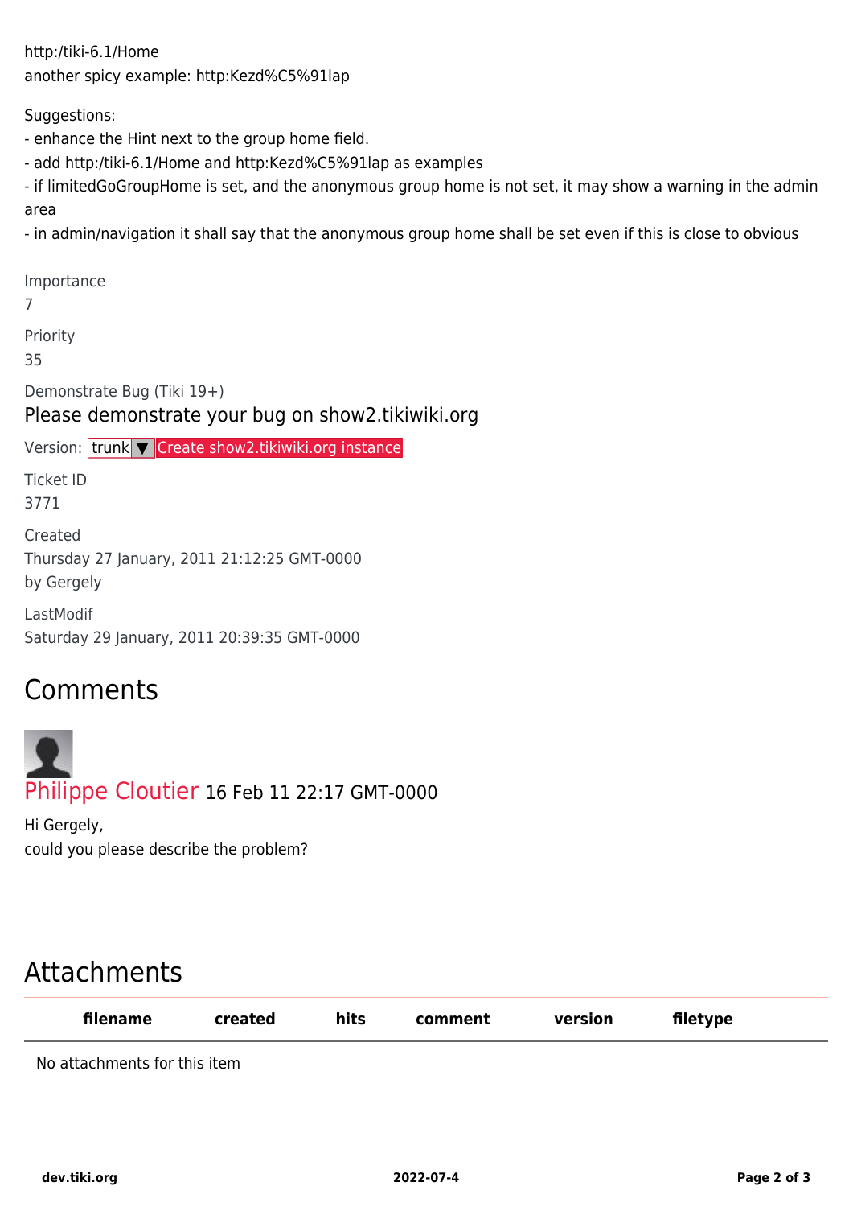http:/tiki-6.1/Home
another spicy example: http:Kezd%C5%91lap

Suggestions:
- enhance the Hint next to the group home field.
- add http:/tiki-6.1/Home and http:Kezd%C5%91lap as examples
- if limitedGoGroupHome is set, and the anonymous group home is not set, it may show a warning in the admin area
- in admin/navigation it shall say that the anonymous group home shall be set even if this is close to obvious

Importance
7

Priority
35

Demonstrate Bug (Tiki 19+)
Please demonstrate your bug on show2.tikiwiki.org

Version: trunk ▼ Create show2.tikiwiki.org instance

Ticket ID
3771

Created
Thursday 27 January, 2011 21:12:25 GMT-0000
by Gergely

LastModif
Saturday 29 January, 2011 20:39:35 GMT-0000

## Comments

Philippe Cloutier 16 Feb 11 22:17 GMT-0000

Hi Gergely,
could you please describe the problem?

## Attachments

| filename | created | hits | comment | version | filetype |
| --- | --- | --- | --- | --- | --- |
| No attachments for this item | | | | | |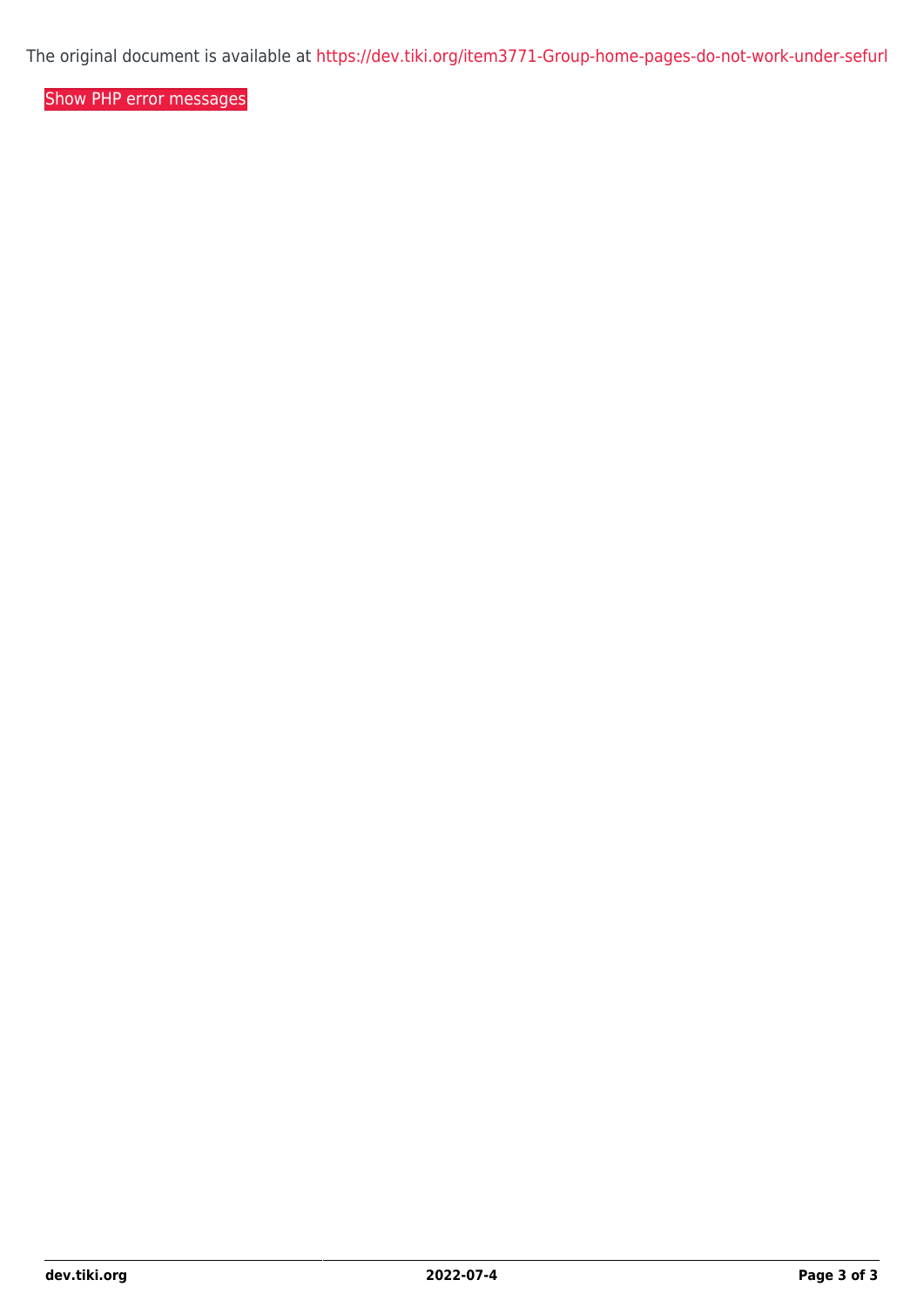The original document is available at https://dev.tiki.org/item3771-Group-home-pages-do-not-work-under-sefurl

Show PHP error messages